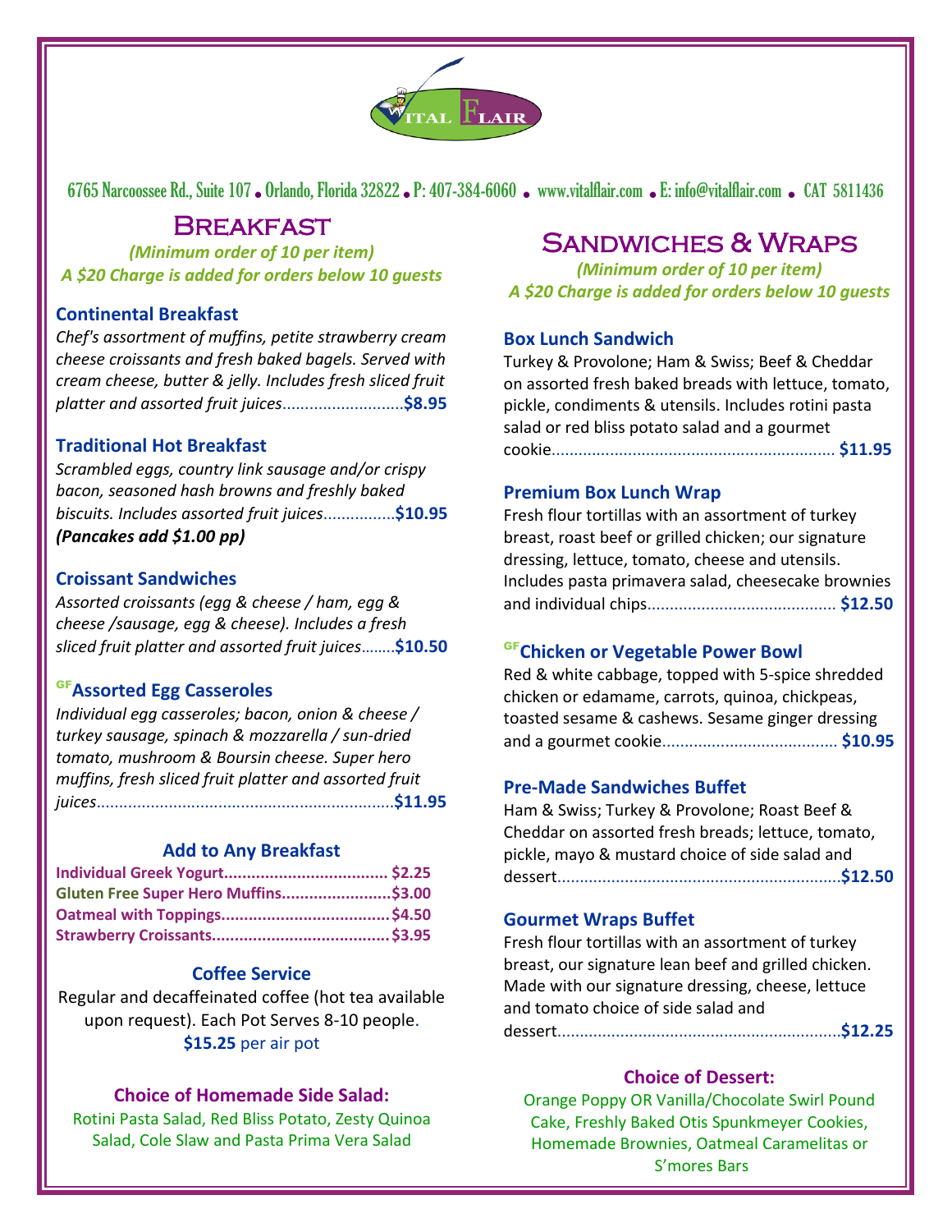Vital Flair

6765 Narcoossee Rd., Suite 107 • Orlando, Florida 32822 • P: 407-384-6060 • www.vitalflair.com • E: info@vitalflair.com • CAT 5811436

# Breakfast

*(Minimum order of 10 per item)*
*A $20 Charge is added for orders below 10 guests*

### Continental Breakfast

*Chef's assortment of muffins, petite strawberry cream cheese croissants and fresh baked bagels. Served with cream cheese, butter & jelly. Includes fresh sliced fruit platter and assorted fruit juices*........................... **$8.95**

### Traditional Hot Breakfast

*Scrambled eggs, country link sausage and/or crispy bacon, seasoned hash browns and freshly baked biscuits. Includes assorted fruit juices*................**$10.95**
***(Pancakes add $1.00 pp)***

### Croissant Sandwiches

*Assorted croissants (egg & cheese / ham, egg & cheese /sausage, egg & cheese). Includes a fresh sliced fruit platter and assorted fruit juices*........**$10.50**

### GF Assorted Egg Casseroles

*Individual egg casseroles; bacon, onion & cheese / turkey sausage, spinach & mozzarella / sun-dried tomato, mushroom & Boursin cheese. Super hero muffins, fresh sliced fruit platter and assorted fruit juices*.................................................................**$11.95**

### Add to Any Breakfast

**Individual Greek Yogurt.................................... $2.25**
**Gluten Free Super Hero Muffins........................$3.00**
**Oatmeal with Toppings.....................................$4.50**
**Strawberry Croissants.......................................$3.95**

### Coffee Service

Regular and decaffeinated coffee (hot tea available upon request). Each Pot Serves 8-10 people.
**$15.25** per air pot

### Choice of Homemade Side Salad:

Rotini Pasta Salad, Red Bliss Potato, Zesty Quinoa Salad, Cole Slaw and Pasta Prima Vera Salad

# Sandwiches & Wraps

*(Minimum order of 10 per item)*
*A $20 Charge is added for orders below 10 guests*

### Box Lunch Sandwich

Turkey & Provolone; Ham & Swiss; Beef & Cheddar on assorted fresh baked breads with lettuce, tomato, pickle, condiments & utensils. Includes rotini pasta salad or red bliss potato salad and a gourmet cookie.............................................................. **$11.95**

### Premium Box Lunch Wrap

Fresh flour tortillas with an assortment of turkey breast, roast beef or grilled chicken; our signature dressing, lettuce, tomato, cheese and utensils. Includes pasta primavera salad, cheesecake brownies and individual chips......................................... **$12.50**

### GF Chicken or Vegetable Power Bowl

Red & white cabbage, topped with 5-spice shredded chicken or edamame, carrots, quinoa, chickpeas, toasted sesame & cashews. Sesame ginger dressing and a gourmet cookie...................................... **$10.95**

### Pre-Made Sandwiches Buffet

Ham & Swiss; Turkey & Provolone; Roast Beef & Cheddar on assorted fresh breads; lettuce, tomato, pickle, mayo & mustard choice of side salad and dessert..............................................................**$12.50**

### Gourmet Wraps Buffet

Fresh flour tortillas with an assortment of turkey breast, our signature lean beef and grilled chicken. Made with our signature dressing, cheese, lettuce and tomato choice of side salad and dessert..............................................................**$12.25**

### Choice of Dessert:

Orange Poppy OR Vanilla/Chocolate Swirl Pound Cake, Freshly Baked Otis Spunkmeyer Cookies, Homemade Brownies, Oatmeal Caramelitas or S'mores Bars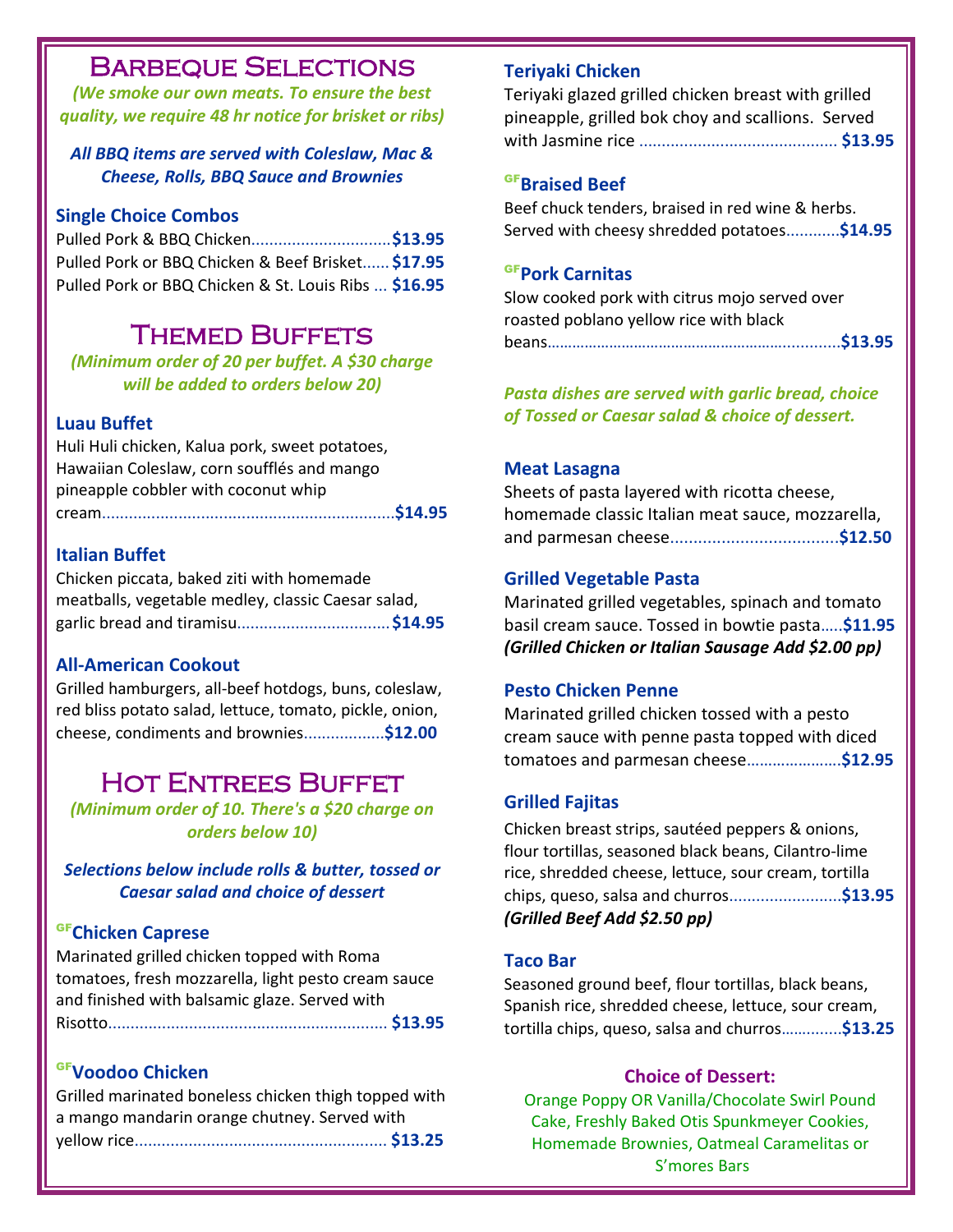# Barbeque Selections

*(We smoke our own meats. To ensure the best quality, we require 48 hr notice for brisket or ribs)*

*All BBQ items are served with Coleslaw, Mac & Cheese, Rolls, BBQ Sauce and Brownies*

### Single Choice Combos

Pulled Pork & BBQ Chicken............................... **$13.95**

Pulled Pork or BBQ Chicken & Beef Brisket...... **$17.95**

Pulled Pork or BBQ Chicken & St. Louis Ribs ... **$16.95**

# Themed Buffets

*(Minimum order of 20 per buffet. A $30 charge will be added to orders below 20)*

### Luau Buffet

Huli Huli chicken, Kalua pork, sweet potatoes, Hawaiian Coleslaw, corn soufflés and mango pineapple cobbler with coconut whip cream................................................................. **$14.95**

### Italian Buffet

Chicken piccata, baked ziti with homemade meatballs, vegetable medley, classic Caesar salad, garlic bread and tiramisu................................. **$14.95**

### All-American Cookout

Grilled hamburgers, all-beef hotdogs, buns, coleslaw, red bliss potato salad, lettuce, tomato, pickle, onion, cheese, condiments and brownies................. **$12.00**

# Hot Entrees Buffet

*(Minimum order of 10. There's a $20 charge on orders below 10)*

*Selections below include rolls & butter, tossed or Caesar salad and choice of dessert*

### GF Chicken Caprese

Marinated grilled chicken topped with Roma tomatoes, fresh mozzarella, light pesto cream sauce and finished with balsamic glaze. Served with Risotto............................................................ **$13.95**

### GF Voodoo Chicken

Grilled marinated boneless chicken thigh topped with a mango mandarin orange chutney. Served with yellow rice....................................................... **$13.25**

### Teriyaki Chicken

Teriyaki glazed grilled chicken breast with grilled pineapple, grilled bok choy and scallions. Served with Jasmine rice ........................................... **$13.95**

### GF Braised Beef

Beef chuck tenders, braised in red wine & herbs. Served with cheesy shredded potatoes........... **$14.95**

### GF Pork Carnitas

Slow cooked pork with citrus mojo served over roasted poblano yellow rice with black beans....................................................................... **$13.95**

*Pasta dishes are served with garlic bread, choice of Tossed or Caesar salad & choice of dessert.*

### Meat Lasagna

Sheets of pasta layered with ricotta cheese, homemade classic Italian meat sauce, mozzarella, and parmesan cheese.................................... **$12.50**

### Grilled Vegetable Pasta

Marinated grilled vegetables, spinach and tomato basil cream sauce. Tossed in bowtie pasta..... **$11.95**

***(Grilled Chicken or Italian Sausage Add $2.00 pp)***

### Pesto Chicken Penne

Marinated grilled chicken tossed with a pesto cream sauce with penne pasta topped with diced tomatoes and parmesan cheese..................... **$12.95**

### Grilled Fajitas

Chicken breast strips, sautéed peppers & onions, flour tortillas, seasoned black beans, Cilantro-lime rice, shredded cheese, lettuce, sour cream, tortilla chips, queso, salsa and churros........................ **$13.95**

***(Grilled Beef Add $2.50 pp)***

### Taco Bar

Seasoned ground beef, flour tortillas, black beans, Spanish rice, shredded cheese, lettuce, sour cream, tortilla chips, queso, salsa and churros............. **$13.25**

### Choice of Dessert:

Orange Poppy OR Vanilla/Chocolate Swirl Pound Cake, Freshly Baked Otis Spunkmeyer Cookies, Homemade Brownies, Oatmeal Caramelitas or S'mores Bars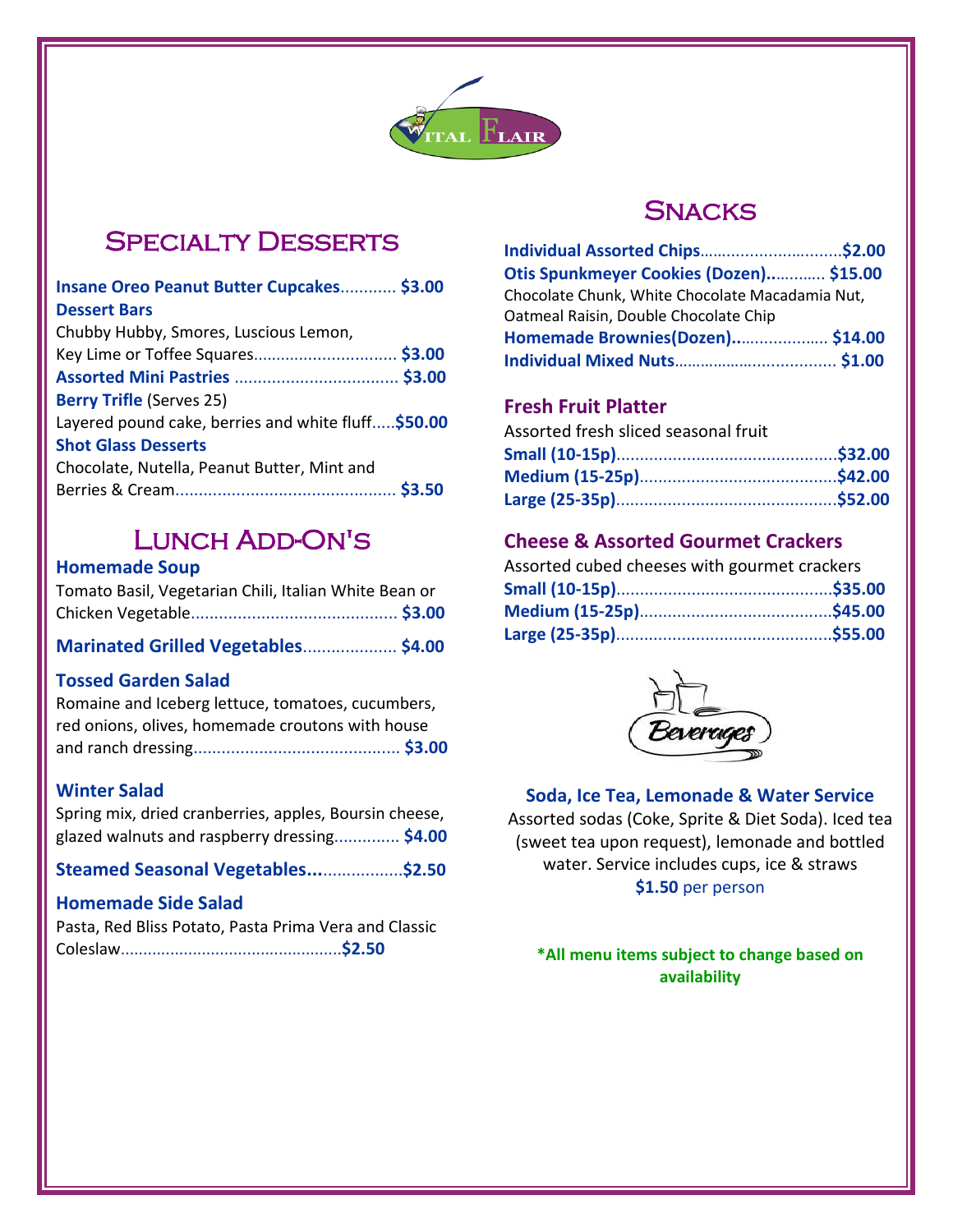# Specialty Desserts

**Insane Oreo Peanut Butter Cupcakes............ $3.00**

**Dessert Bars**

Chubby Hubby, Smores, Luscious Lemon,
Key Lime or Toffee Squares............................... **$3.00**

**Assorted Mini Pastries ................................... $3.00**

**Berry Trifle** (Serves 25)

Layered pound cake, berries and white fluff.....**$50.00**

**Shot Glass Desserts**

Chocolate, Nutella, Peanut Butter, Mint and
Berries & Cream............................................... **$3.50**

# Lunch Add-On's

**Homemade Soup**

Tomato Basil, Vegetarian Chili, Italian White Bean or
Chicken Vegetable............................................ **$3.00**

**Marinated Grilled Vegetables.................... $4.00**

**Tossed Garden Salad**

Romaine and Iceberg lettuce, tomatoes, cucumbers, red onions, olives, homemade croutons with house and ranch dressing............................................ **$3.00**

**Winter Salad**

Spring mix, dried cranberries, apples, Boursin cheese, glazed walnuts and raspberry dressing.............. **$4.00**

**Steamed Seasonal Vegetables....................$2.50**

**Homemade Side Salad**

Pasta, Red Bliss Potato, Pasta Prima Vera and Classic Coleslaw................................................**$2.50**

# Snacks

**Individual Assorted Chips..............................$2.00**

**Otis Spunkmeyer Cookies (Dozen)............. $15.00**

Chocolate Chunk, White Chocolate Macadamia Nut, Oatmeal Raisin, Double Chocolate Chip

**Homemade Brownies(Dozen)..................... $14.00**

**Individual Mixed Nuts.................................... $1.00**

**Fresh Fruit Platter**

Assorted fresh sliced seasonal fruit

**Small (10-15p)...............................................$32.00**

**Medium (15-25p)..........................................$42.00**

**Large (25-35p)...............................................$52.00**

**Cheese & Assorted Gourmet Crackers**

Assorted cubed cheeses with gourmet crackers

**Small (10-15p)..............................................$35.00**

**Medium (15-25p).........................................$45.00**

**Large (25-35p).............................................$55.00**

Beverages

**Soda, Ice Tea, Lemonade & Water Service**

Assorted sodas (Coke, Sprite & Diet Soda). Iced tea (sweet tea upon request), lemonade and bottled water. Service includes cups, ice & straws

**$1.50** per person

***All menu items subject to change based on availability**